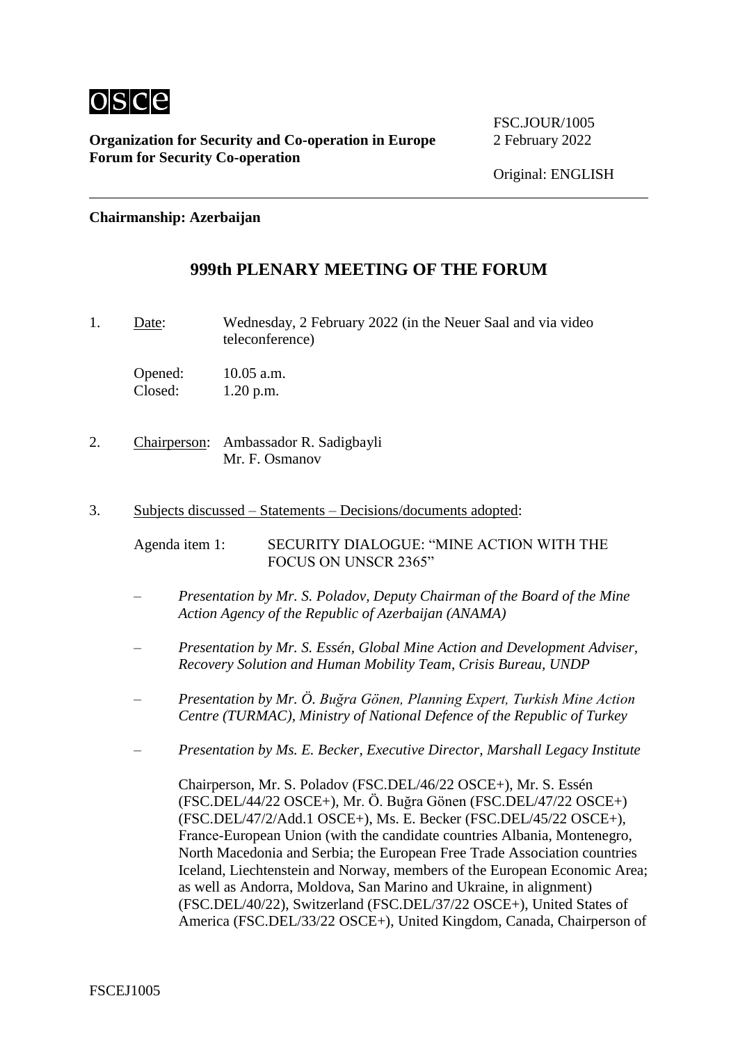osce

**Organization for Security and Co-operation in Europe**
**Forum for Security Co-operation**

FSC.JOUR/1005
2 February 2022

Original: ENGLISH

**Chairmanship: Azerbaijan**

## 999th PLENARY MEETING OF THE FORUM

1. Date: Wednesday, 2 February 2022 (in the Neuer Saal and via video teleconference)

   Opened: 10.05 a.m.
   Closed: 1.20 p.m.

2. Chairperson: Ambassador R. Sadigbayli
   Mr. F. Osmanov

3. Subjects discussed – Statements – Decisions/documents adopted:

   Agenda item 1: SECURITY DIALOGUE: "MINE ACTION WITH THE FOCUS ON UNSCR 2365"

   – *Presentation by Mr. S. Poladov, Deputy Chairman of the Board of the Mine Action Agency of the Republic of Azerbaijan (ANAMA)*

   – *Presentation by Mr. S. Essén, Global Mine Action and Development Adviser, Recovery Solution and Human Mobility Team, Crisis Bureau, UNDP*

   – *Presentation by Mr. Ö. Buğra Gönen, Planning Expert, Turkish Mine Action Centre (TURMAC), Ministry of National Defence of the Republic of Turkey*

   – *Presentation by Ms. E. Becker, Executive Director, Marshall Legacy Institute*

   Chairperson, Mr. S. Poladov (FSC.DEL/46/22 OSCE+), Mr. S. Essén (FSC.DEL/44/22 OSCE+), Mr. Ö. Buğra Gönen (FSC.DEL/47/22 OSCE+) (FSC.DEL/47/2/Add.1 OSCE+), Ms. E. Becker (FSC.DEL/45/22 OSCE+), France-European Union (with the candidate countries Albania, Montenegro, North Macedonia and Serbia; the European Free Trade Association countries Iceland, Liechtenstein and Norway, members of the European Economic Area; as well as Andorra, Moldova, San Marino and Ukraine, in alignment) (FSC.DEL/40/22), Switzerland (FSC.DEL/37/22 OSCE+), United States of America (FSC.DEL/33/22 OSCE+), United Kingdom, Canada, Chairperson of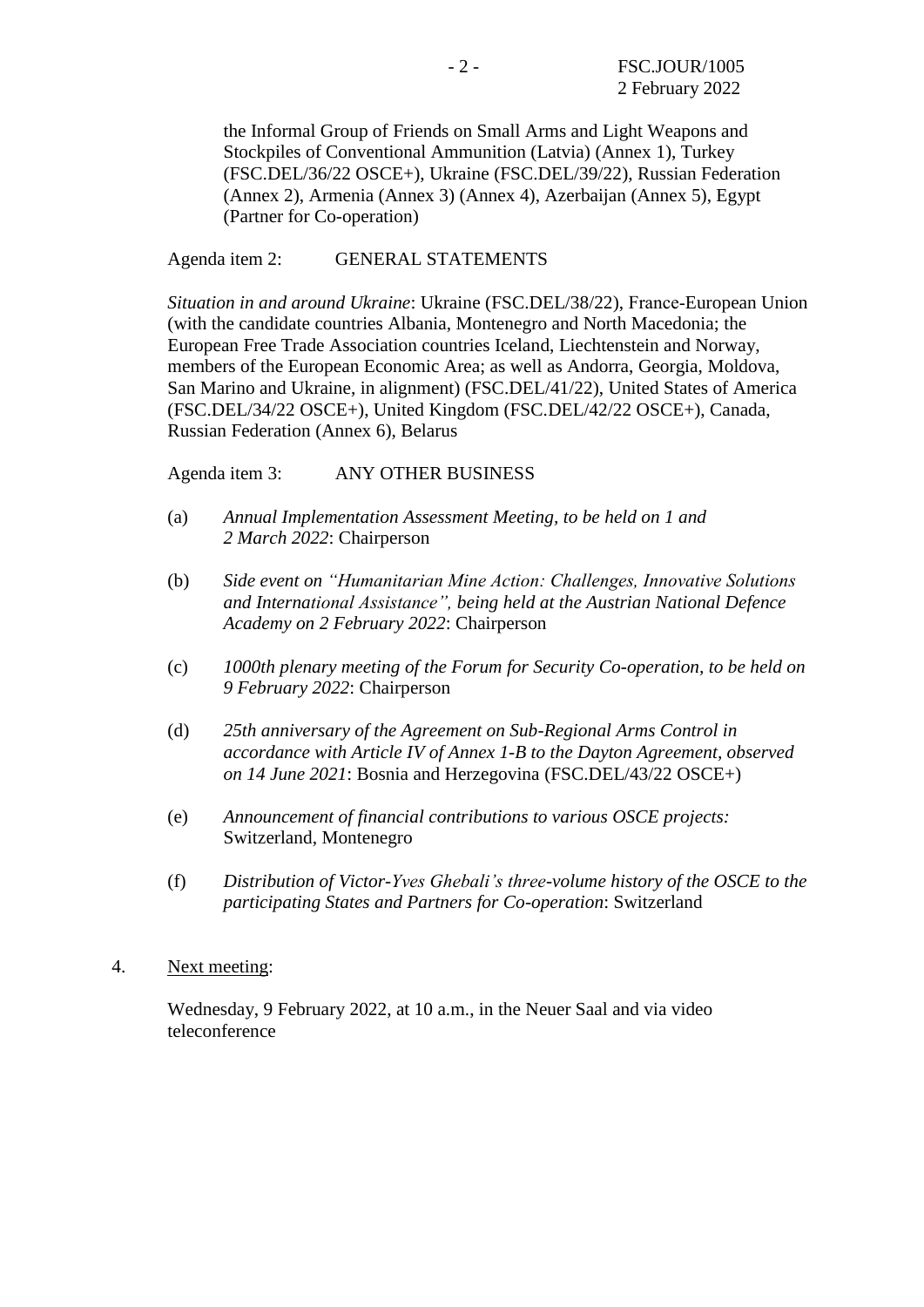the Informal Group of Friends on Small Arms and Light Weapons and Stockpiles of Conventional Ammunition (Latvia) (Annex 1), Turkey (FSC.DEL/36/22 OSCE+), Ukraine (FSC.DEL/39/22), Russian Federation (Annex 2), Armenia (Annex 3) (Annex 4), Azerbaijan (Annex 5), Egypt (Partner for Co-operation)

Agenda item 2: GENERAL STATEMENTS

*Situation in and around Ukraine*: Ukraine (FSC.DEL/38/22), France-European Union (with the candidate countries Albania, Montenegro and North Macedonia; the European Free Trade Association countries Iceland, Liechtenstein and Norway, members of the European Economic Area; as well as Andorra, Georgia, Moldova, San Marino and Ukraine, in alignment) (FSC.DEL/41/22), United States of America (FSC.DEL/34/22 OSCE+), United Kingdom (FSC.DEL/42/22 OSCE+), Canada, Russian Federation (Annex 6), Belarus

Agenda item 3: ANY OTHER BUSINESS

(a) *Annual Implementation Assessment Meeting, to be held on 1 and 2 March 2022*: Chairperson

(b) *Side event on "Humanitarian Mine Action: Challenges, Innovative Solutions and International Assistance", being held at the Austrian National Defence Academy on 2 February 2022*: Chairperson

(c) *1000th plenary meeting of the Forum for Security Co-operation, to be held on 9 February 2022*: Chairperson

(d) *25th anniversary of the Agreement on Sub-Regional Arms Control in accordance with Article IV of Annex 1-B to the Dayton Agreement, observed on 14 June 2021*: Bosnia and Herzegovina (FSC.DEL/43/22 OSCE+)

(e) *Announcement of financial contributions to various OSCE projects:* Switzerland, Montenegro

(f) *Distribution of Victor-Yves Ghebali's three-volume history of the OSCE to the participating States and Partners for Co-operation*: Switzerland

4. Next meeting:

Wednesday, 9 February 2022, at 10 a.m., in the Neuer Saal and via video teleconference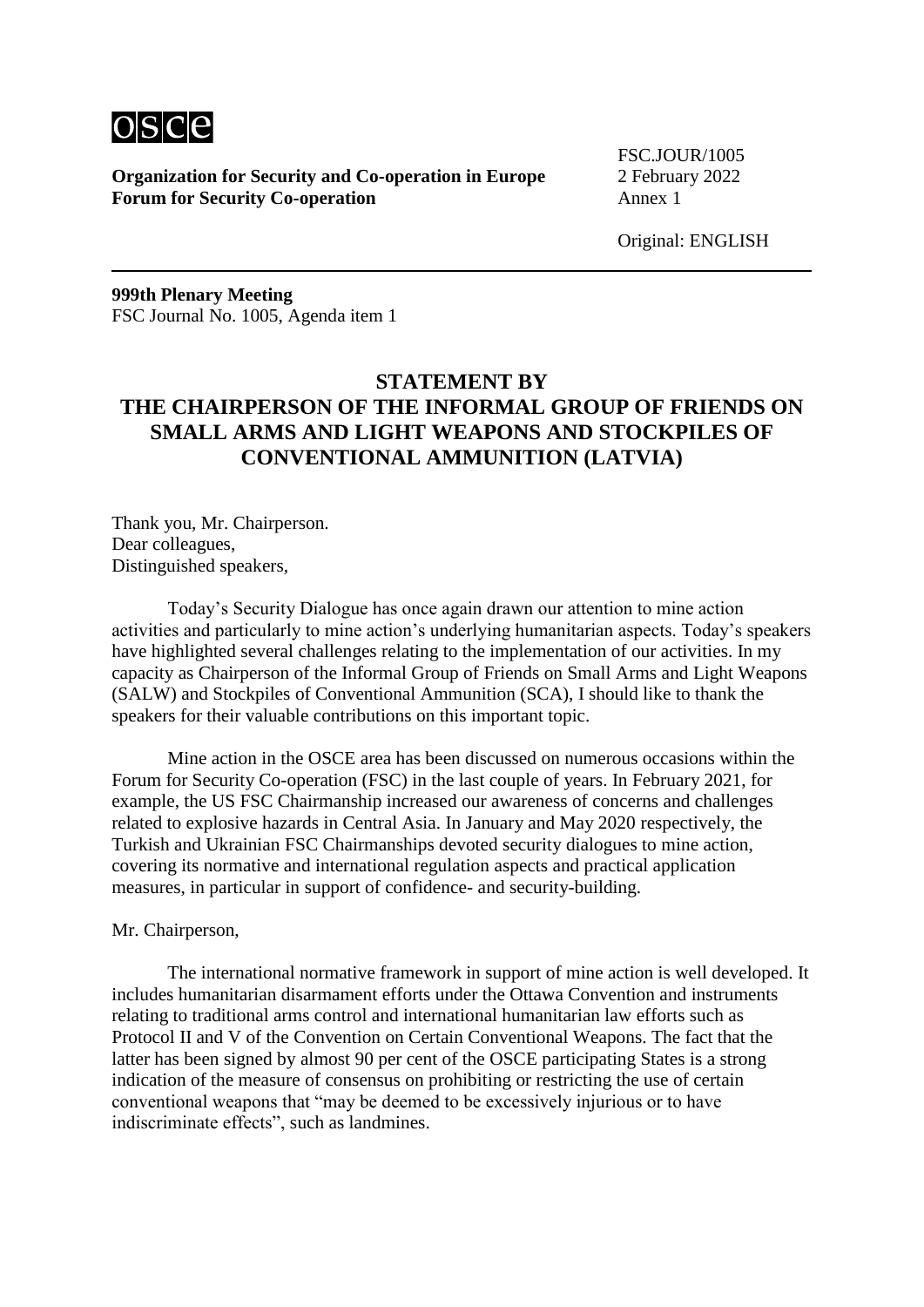**Organization for Security and Co-operation in Europe**
**Forum for Security Co-operation**

FSC.JOUR/1005
2 February 2022
Annex 1

Original: ENGLISH

**999th Plenary Meeting**
FSC Journal No. 1005, Agenda item 1

## STATEMENT BY THE CHAIRPERSON OF THE INFORMAL GROUP OF FRIENDS ON SMALL ARMS AND LIGHT WEAPONS AND STOCKPILES OF CONVENTIONAL AMMUNITION (LATVIA)

Thank you, Mr. Chairperson.
Dear colleagues,
Distinguished speakers,

Today's Security Dialogue has once again drawn our attention to mine action activities and particularly to mine action's underlying humanitarian aspects. Today's speakers have highlighted several challenges relating to the implementation of our activities. In my capacity as Chairperson of the Informal Group of Friends on Small Arms and Light Weapons (SALW) and Stockpiles of Conventional Ammunition (SCA), I should like to thank the speakers for their valuable contributions on this important topic.

Mine action in the OSCE area has been discussed on numerous occasions within the Forum for Security Co-operation (FSC) in the last couple of years. In February 2021, for example, the US FSC Chairmanship increased our awareness of concerns and challenges related to explosive hazards in Central Asia. In January and May 2020 respectively, the Turkish and Ukrainian FSC Chairmanships devoted security dialogues to mine action, covering its normative and international regulation aspects and practical application measures, in particular in support of confidence- and security-building.

Mr. Chairperson,

The international normative framework in support of mine action is well developed. It includes humanitarian disarmament efforts under the Ottawa Convention and instruments relating to traditional arms control and international humanitarian law efforts such as Protocol II and V of the Convention on Certain Conventional Weapons. The fact that the latter has been signed by almost 90 per cent of the OSCE participating States is a strong indication of the measure of consensus on prohibiting or restricting the use of certain conventional weapons that "may be deemed to be excessively injurious or to have indiscriminate effects", such as landmines.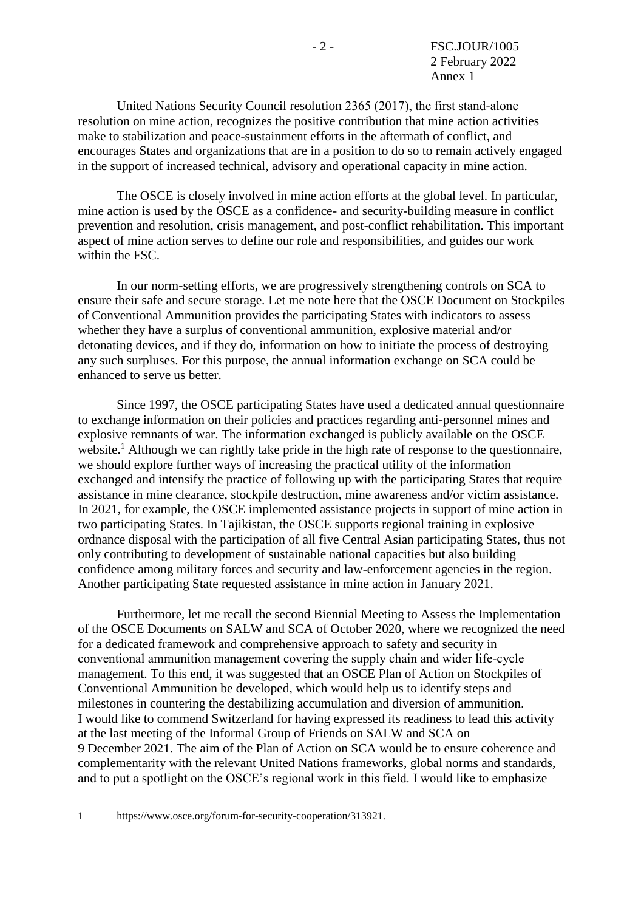United Nations Security Council resolution 2365 (2017), the first stand-alone resolution on mine action, recognizes the positive contribution that mine action activities make to stabilization and peace-sustainment efforts in the aftermath of conflict, and encourages States and organizations that are in a position to do so to remain actively engaged in the support of increased technical, advisory and operational capacity in mine action.

The OSCE is closely involved in mine action efforts at the global level. In particular, mine action is used by the OSCE as a confidence- and security-building measure in conflict prevention and resolution, crisis management, and post-conflict rehabilitation. This important aspect of mine action serves to define our role and responsibilities, and guides our work within the FSC.

In our norm-setting efforts, we are progressively strengthening controls on SCA to ensure their safe and secure storage. Let me note here that the OSCE Document on Stockpiles of Conventional Ammunition provides the participating States with indicators to assess whether they have a surplus of conventional ammunition, explosive material and/or detonating devices, and if they do, information on how to initiate the process of destroying any such surpluses. For this purpose, the annual information exchange on SCA could be enhanced to serve us better.

Since 1997, the OSCE participating States have used a dedicated annual questionnaire to exchange information on their policies and practices regarding anti-personnel mines and explosive remnants of war. The information exchanged is publicly available on the OSCE website.[1] Although we can rightly take pride in the high rate of response to the questionnaire, we should explore further ways of increasing the practical utility of the information exchanged and intensify the practice of following up with the participating States that require assistance in mine clearance, stockpile destruction, mine awareness and/or victim assistance. In 2021, for example, the OSCE implemented assistance projects in support of mine action in two participating States. In Tajikistan, the OSCE supports regional training in explosive ordnance disposal with the participation of all five Central Asian participating States, thus not only contributing to development of sustainable national capacities but also building confidence among military forces and security and law-enforcement agencies in the region. Another participating State requested assistance in mine action in January 2021.

Furthermore, let me recall the second Biennial Meeting to Assess the Implementation of the OSCE Documents on SALW and SCA of October 2020, where we recognized the need for a dedicated framework and comprehensive approach to safety and security in conventional ammunition management covering the supply chain and wider life-cycle management. To this end, it was suggested that an OSCE Plan of Action on Stockpiles of Conventional Ammunition be developed, which would help us to identify steps and milestones in countering the destabilizing accumulation and diversion of ammunition. I would like to commend Switzerland for having expressed its readiness to lead this activity at the last meeting of the Informal Group of Friends on SALW and SCA on 9 December 2021. The aim of the Plan of Action on SCA would be to ensure coherence and complementarity with the relevant United Nations frameworks, global norms and standards, and to put a spotlight on the OSCE's regional work in this field. I would like to emphasize

---

[1] https://www.osce.org/forum-for-security-cooperation/313921.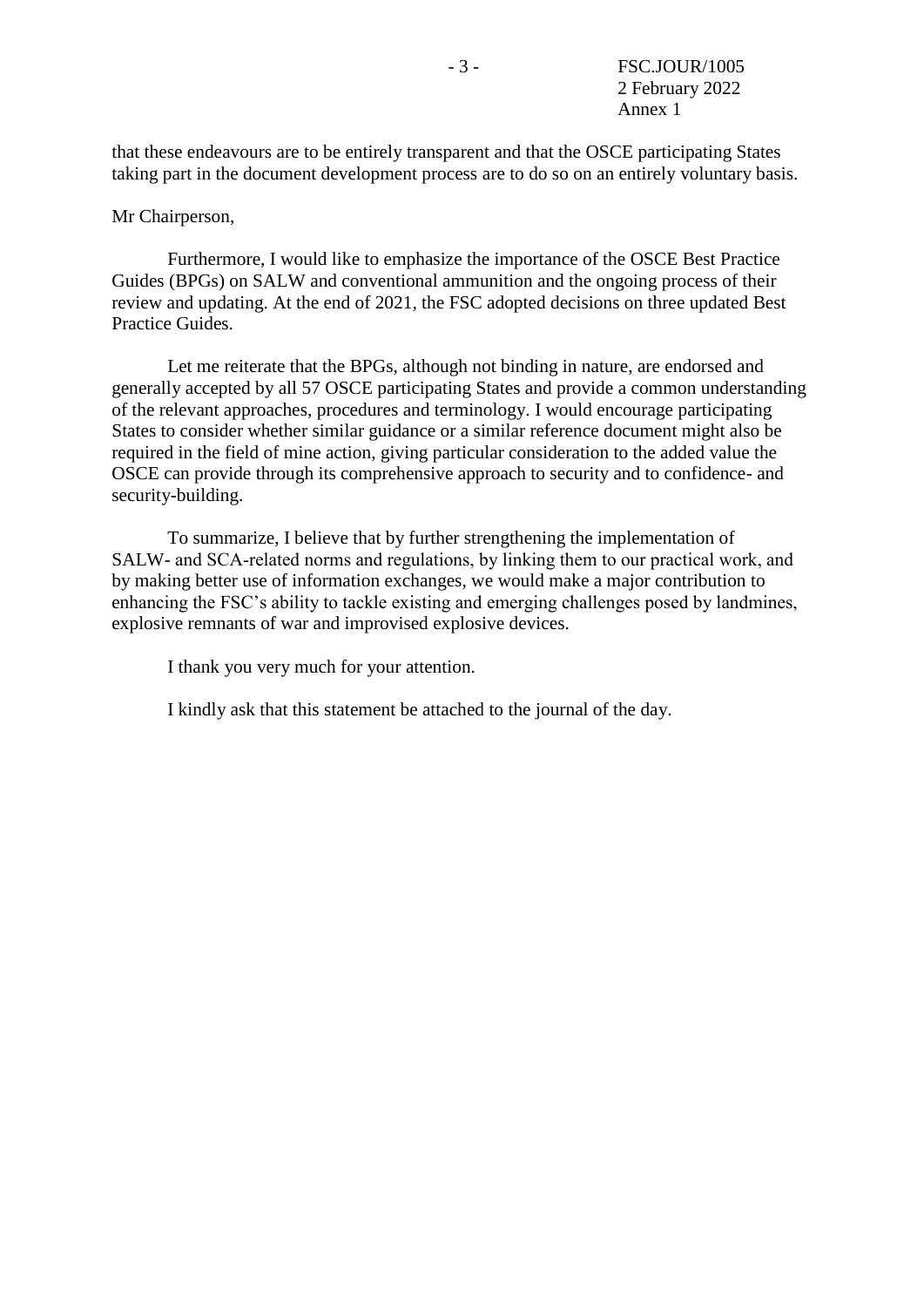that these endeavours are to be entirely transparent and that the OSCE participating States taking part in the document development process are to do so on an entirely voluntary basis.

Mr Chairperson,

Furthermore, I would like to emphasize the importance of the OSCE Best Practice Guides (BPGs) on SALW and conventional ammunition and the ongoing process of their review and updating. At the end of 2021, the FSC adopted decisions on three updated Best Practice Guides.

Let me reiterate that the BPGs, although not binding in nature, are endorsed and generally accepted by all 57 OSCE participating States and provide a common understanding of the relevant approaches, procedures and terminology. I would encourage participating States to consider whether similar guidance or a similar reference document might also be required in the field of mine action, giving particular consideration to the added value the OSCE can provide through its comprehensive approach to security and to confidence- and security-building.

To summarize, I believe that by further strengthening the implementation of SALW- and SCA-related norms and regulations, by linking them to our practical work, and by making better use of information exchanges, we would make a major contribution to enhancing the FSC's ability to tackle existing and emerging challenges posed by landmines, explosive remnants of war and improvised explosive devices.

I thank you very much for your attention.

I kindly ask that this statement be attached to the journal of the day.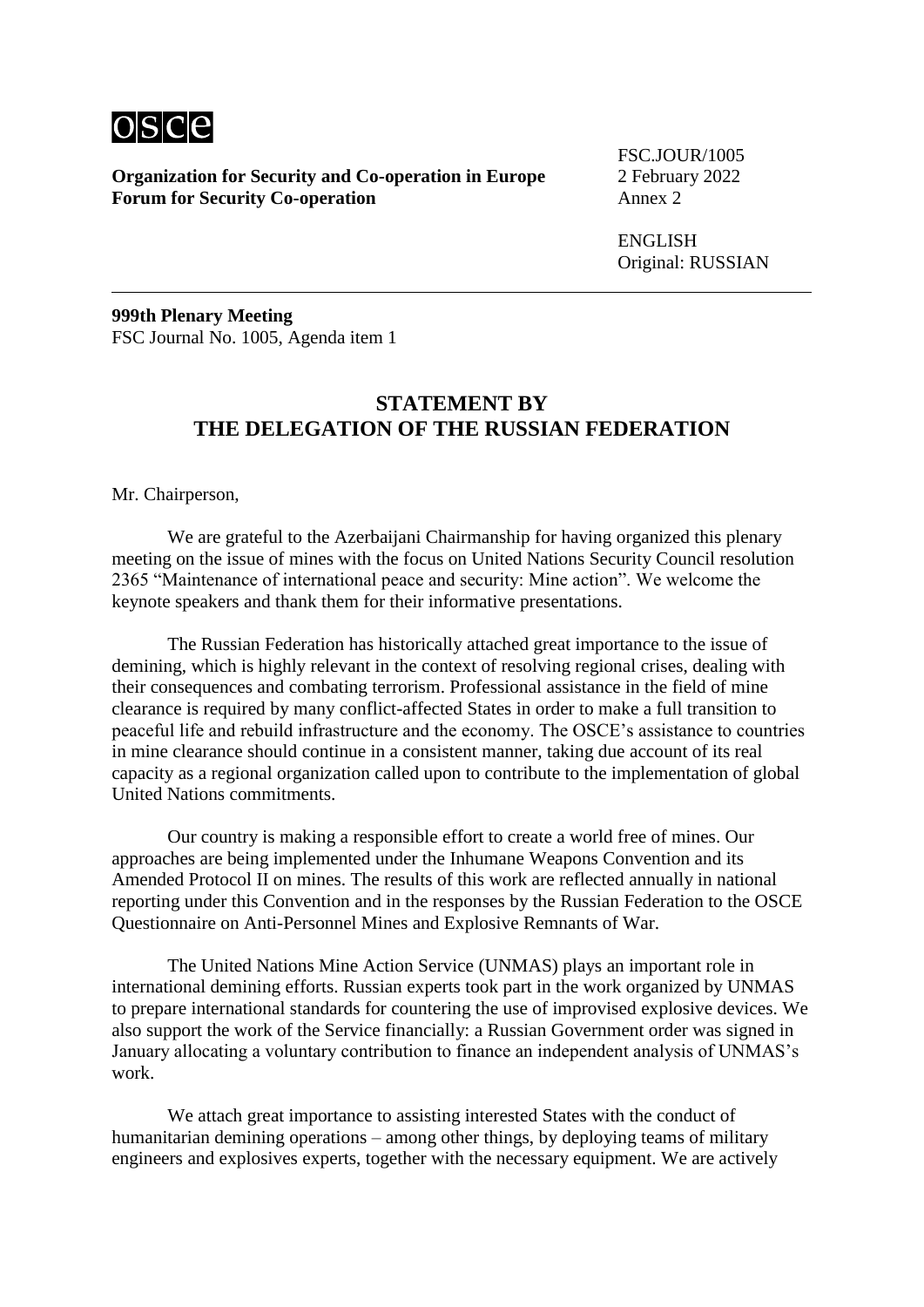**Organization for Security and Co-operation in Europe**
**Forum for Security Co-operation**

FSC.JOUR/1005
2 February 2022
Annex 2

ENGLISH
Original: RUSSIAN

---

**999th Plenary Meeting**
FSC Journal No. 1005, Agenda item 1

## STATEMENT BY THE DELEGATION OF THE RUSSIAN FEDERATION

Mr. Chairperson,

We are grateful to the Azerbaijani Chairmanship for having organized this plenary meeting on the issue of mines with the focus on United Nations Security Council resolution 2365 "Maintenance of international peace and security: Mine action". We welcome the keynote speakers and thank them for their informative presentations.

The Russian Federation has historically attached great importance to the issue of demining, which is highly relevant in the context of resolving regional crises, dealing with their consequences and combating terrorism. Professional assistance in the field of mine clearance is required by many conflict-affected States in order to make a full transition to peaceful life and rebuild infrastructure and the economy. The OSCE's assistance to countries in mine clearance should continue in a consistent manner, taking due account of its real capacity as a regional organization called upon to contribute to the implementation of global United Nations commitments.

Our country is making a responsible effort to create a world free of mines. Our approaches are being implemented under the Inhumane Weapons Convention and its Amended Protocol II on mines. The results of this work are reflected annually in national reporting under this Convention and in the responses by the Russian Federation to the OSCE Questionnaire on Anti-Personnel Mines and Explosive Remnants of War.

The United Nations Mine Action Service (UNMAS) plays an important role in international demining efforts. Russian experts took part in the work organized by UNMAS to prepare international standards for countering the use of improvised explosive devices. We also support the work of the Service financially: a Russian Government order was signed in January allocating a voluntary contribution to finance an independent analysis of UNMAS's work.

We attach great importance to assisting interested States with the conduct of humanitarian demining operations – among other things, by deploying teams of military engineers and explosives experts, together with the necessary equipment. We are actively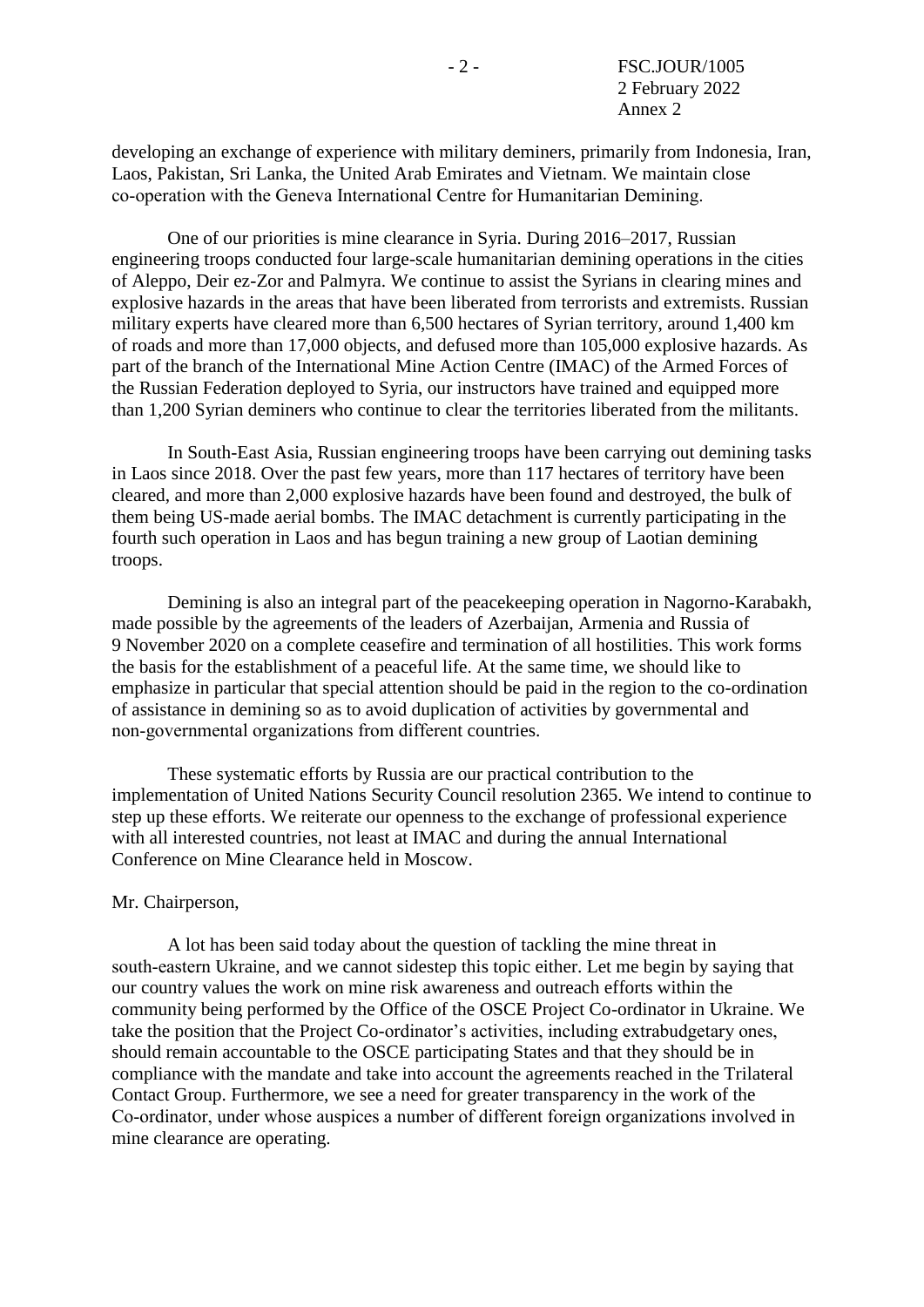developing an exchange of experience with military deminers, primarily from Indonesia, Iran, Laos, Pakistan, Sri Lanka, the United Arab Emirates and Vietnam. We maintain close co-operation with the Geneva International Centre for Humanitarian Demining.

One of our priorities is mine clearance in Syria. During 2016–2017, Russian engineering troops conducted four large-scale humanitarian demining operations in the cities of Aleppo, Deir ez-Zor and Palmyra. We continue to assist the Syrians in clearing mines and explosive hazards in the areas that have been liberated from terrorists and extremists. Russian military experts have cleared more than 6,500 hectares of Syrian territory, around 1,400 km of roads and more than 17,000 objects, and defused more than 105,000 explosive hazards. As part of the branch of the International Mine Action Centre (IMAC) of the Armed Forces of the Russian Federation deployed to Syria, our instructors have trained and equipped more than 1,200 Syrian deminers who continue to clear the territories liberated from the militants.

In South-East Asia, Russian engineering troops have been carrying out demining tasks in Laos since 2018. Over the past few years, more than 117 hectares of territory have been cleared, and more than 2,000 explosive hazards have been found and destroyed, the bulk of them being US-made aerial bombs. The IMAC detachment is currently participating in the fourth such operation in Laos and has begun training a new group of Laotian demining troops.

Demining is also an integral part of the peacekeeping operation in Nagorno-Karabakh, made possible by the agreements of the leaders of Azerbaijan, Armenia and Russia of 9 November 2020 on a complete ceasefire and termination of all hostilities. This work forms the basis for the establishment of a peaceful life. At the same time, we should like to emphasize in particular that special attention should be paid in the region to the co-ordination of assistance in demining so as to avoid duplication of activities by governmental and non-governmental organizations from different countries.

These systematic efforts by Russia are our practical contribution to the implementation of United Nations Security Council resolution 2365. We intend to continue to step up these efforts. We reiterate our openness to the exchange of professional experience with all interested countries, not least at IMAC and during the annual International Conference on Mine Clearance held in Moscow.

Mr. Chairperson,

A lot has been said today about the question of tackling the mine threat in south-eastern Ukraine, and we cannot sidestep this topic either. Let me begin by saying that our country values the work on mine risk awareness and outreach efforts within the community being performed by the Office of the OSCE Project Co-ordinator in Ukraine. We take the position that the Project Co-ordinator's activities, including extrabudgetary ones, should remain accountable to the OSCE participating States and that they should be in compliance with the mandate and take into account the agreements reached in the Trilateral Contact Group. Furthermore, we see a need for greater transparency in the work of the Co-ordinator, under whose auspices a number of different foreign organizations involved in mine clearance are operating.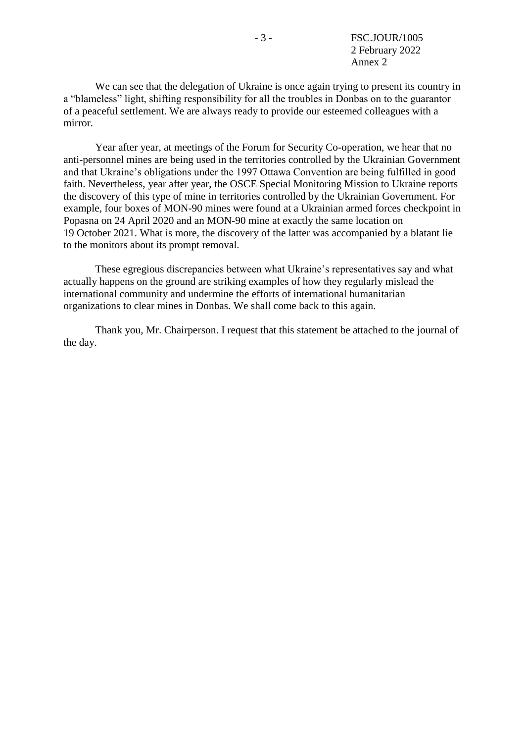We can see that the delegation of Ukraine is once again trying to present its country in a "blameless" light, shifting responsibility for all the troubles in Donbas on to the guarantor of a peaceful settlement. We are always ready to provide our esteemed colleagues with a mirror.

Year after year, at meetings of the Forum for Security Co-operation, we hear that no anti-personnel mines are being used in the territories controlled by the Ukrainian Government and that Ukraine's obligations under the 1997 Ottawa Convention are being fulfilled in good faith. Nevertheless, year after year, the OSCE Special Monitoring Mission to Ukraine reports the discovery of this type of mine in territories controlled by the Ukrainian Government. For example, four boxes of MON-90 mines were found at a Ukrainian armed forces checkpoint in Popasna on 24 April 2020 and an MON-90 mine at exactly the same location on 19 October 2021. What is more, the discovery of the latter was accompanied by a blatant lie to the monitors about its prompt removal.

These egregious discrepancies between what Ukraine's representatives say and what actually happens on the ground are striking examples of how they regularly mislead the international community and undermine the efforts of international humanitarian organizations to clear mines in Donbas. We shall come back to this again.

Thank you, Mr. Chairperson. I request that this statement be attached to the journal of the day.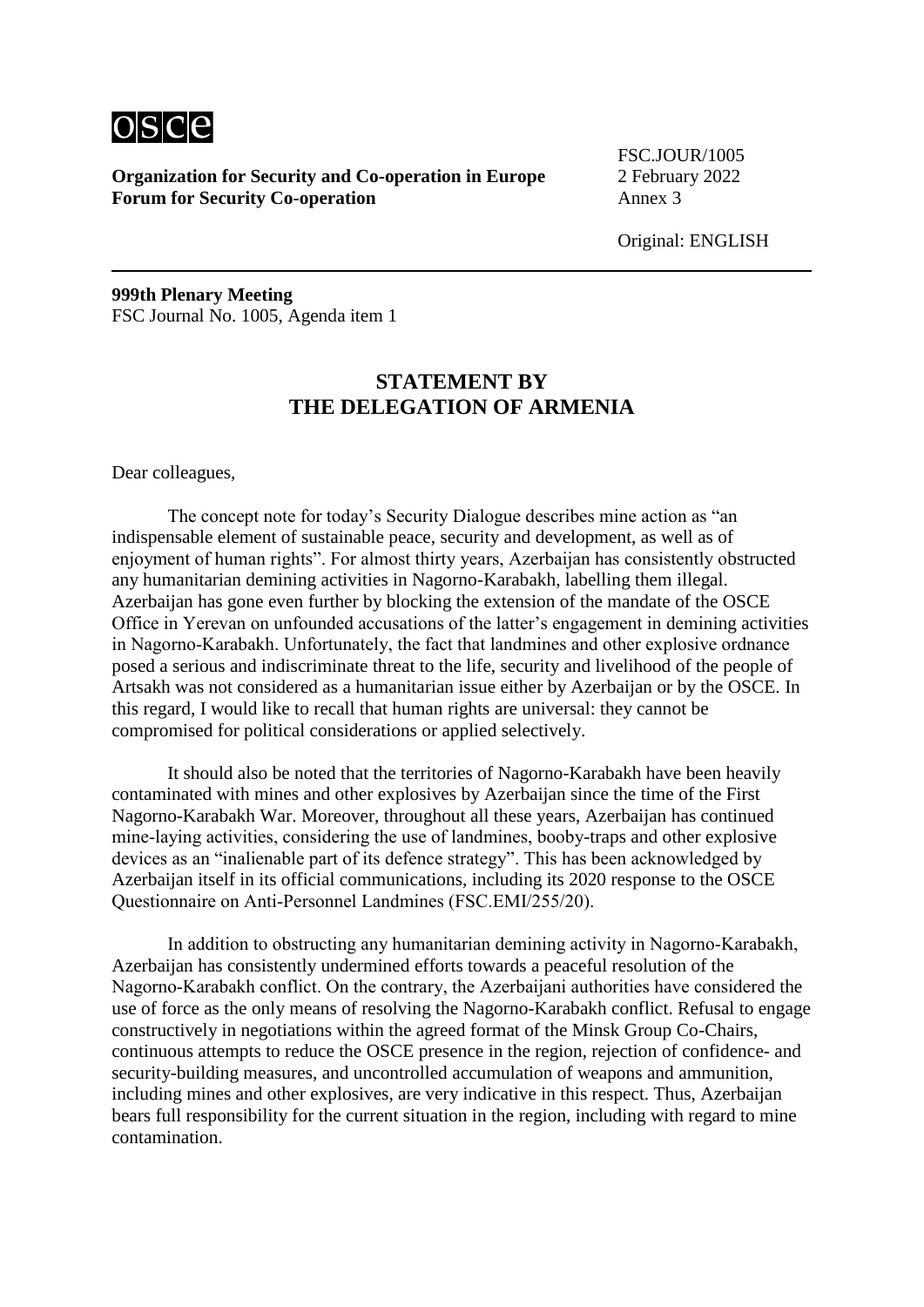**Organization for Security and Co-operation in Europe**
**Forum for Security Co-operation**

FSC.JOUR/1005
2 February 2022
Annex 3

Original: ENGLISH

**999th Plenary Meeting**
FSC Journal No. 1005, Agenda item 1

## STATEMENT BY THE DELEGATION OF ARMENIA

Dear colleagues,

The concept note for today's Security Dialogue describes mine action as "an indispensable element of sustainable peace, security and development, as well as of enjoyment of human rights". For almost thirty years, Azerbaijan has consistently obstructed any humanitarian demining activities in Nagorno-Karabakh, labelling them illegal. Azerbaijan has gone even further by blocking the extension of the mandate of the OSCE Office in Yerevan on unfounded accusations of the latter's engagement in demining activities in Nagorno-Karabakh. Unfortunately, the fact that landmines and other explosive ordnance posed a serious and indiscriminate threat to the life, security and livelihood of the people of Artsakh was not considered as a humanitarian issue either by Azerbaijan or by the OSCE. In this regard, I would like to recall that human rights are universal: they cannot be compromised for political considerations or applied selectively.

It should also be noted that the territories of Nagorno-Karabakh have been heavily contaminated with mines and other explosives by Azerbaijan since the time of the First Nagorno-Karabakh War. Moreover, throughout all these years, Azerbaijan has continued mine-laying activities, considering the use of landmines, booby-traps and other explosive devices as an "inalienable part of its defence strategy". This has been acknowledged by Azerbaijan itself in its official communications, including its 2020 response to the OSCE Questionnaire on Anti-Personnel Landmines (FSC.EMI/255/20).

In addition to obstructing any humanitarian demining activity in Nagorno-Karabakh, Azerbaijan has consistently undermined efforts towards a peaceful resolution of the Nagorno-Karabakh conflict. On the contrary, the Azerbaijani authorities have considered the use of force as the only means of resolving the Nagorno-Karabakh conflict. Refusal to engage constructively in negotiations within the agreed format of the Minsk Group Co-Chairs, continuous attempts to reduce the OSCE presence in the region, rejection of confidence- and security-building measures, and uncontrolled accumulation of weapons and ammunition, including mines and other explosives, are very indicative in this respect. Thus, Azerbaijan bears full responsibility for the current situation in the region, including with regard to mine contamination.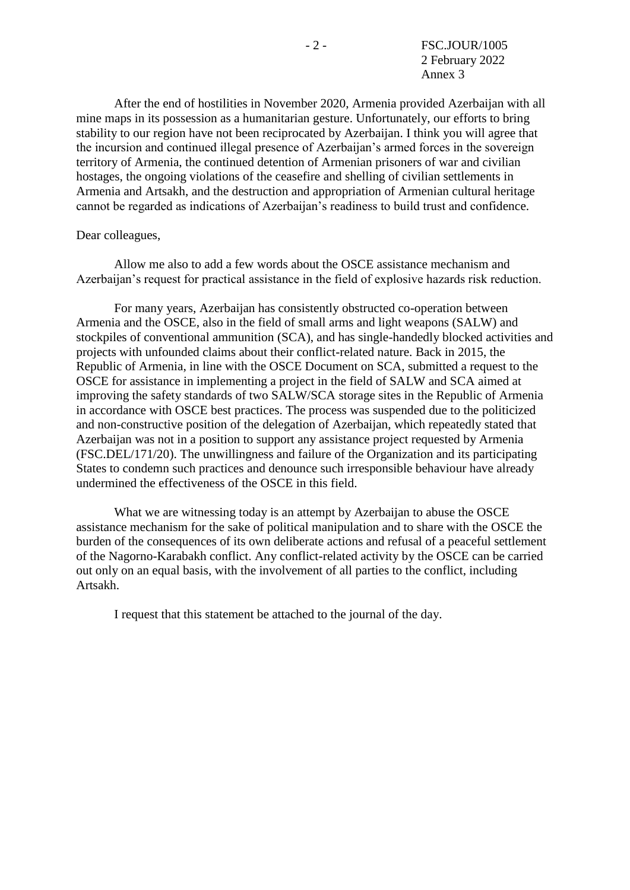After the end of hostilities in November 2020, Armenia provided Azerbaijan with all mine maps in its possession as a humanitarian gesture. Unfortunately, our efforts to bring stability to our region have not been reciprocated by Azerbaijan. I think you will agree that the incursion and continued illegal presence of Azerbaijan's armed forces in the sovereign territory of Armenia, the continued detention of Armenian prisoners of war and civilian hostages, the ongoing violations of the ceasefire and shelling of civilian settlements in Armenia and Artsakh, and the destruction and appropriation of Armenian cultural heritage cannot be regarded as indications of Azerbaijan's readiness to build trust and confidence.

Dear colleagues,

Allow me also to add a few words about the OSCE assistance mechanism and Azerbaijan's request for practical assistance in the field of explosive hazards risk reduction.

For many years, Azerbaijan has consistently obstructed co-operation between Armenia and the OSCE, also in the field of small arms and light weapons (SALW) and stockpiles of conventional ammunition (SCA), and has single-handedly blocked activities and projects with unfounded claims about their conflict-related nature. Back in 2015, the Republic of Armenia, in line with the OSCE Document on SCA, submitted a request to the OSCE for assistance in implementing a project in the field of SALW and SCA aimed at improving the safety standards of two SALW/SCA storage sites in the Republic of Armenia in accordance with OSCE best practices. The process was suspended due to the politicized and non-constructive position of the delegation of Azerbaijan, which repeatedly stated that Azerbaijan was not in a position to support any assistance project requested by Armenia (FSC.DEL/171/20). The unwillingness and failure of the Organization and its participating States to condemn such practices and denounce such irresponsible behaviour have already undermined the effectiveness of the OSCE in this field.

What we are witnessing today is an attempt by Azerbaijan to abuse the OSCE assistance mechanism for the sake of political manipulation and to share with the OSCE the burden of the consequences of its own deliberate actions and refusal of a peaceful settlement of the Nagorno-Karabakh conflict. Any conflict-related activity by the OSCE can be carried out only on an equal basis, with the involvement of all parties to the conflict, including Artsakh.

I request that this statement be attached to the journal of the day.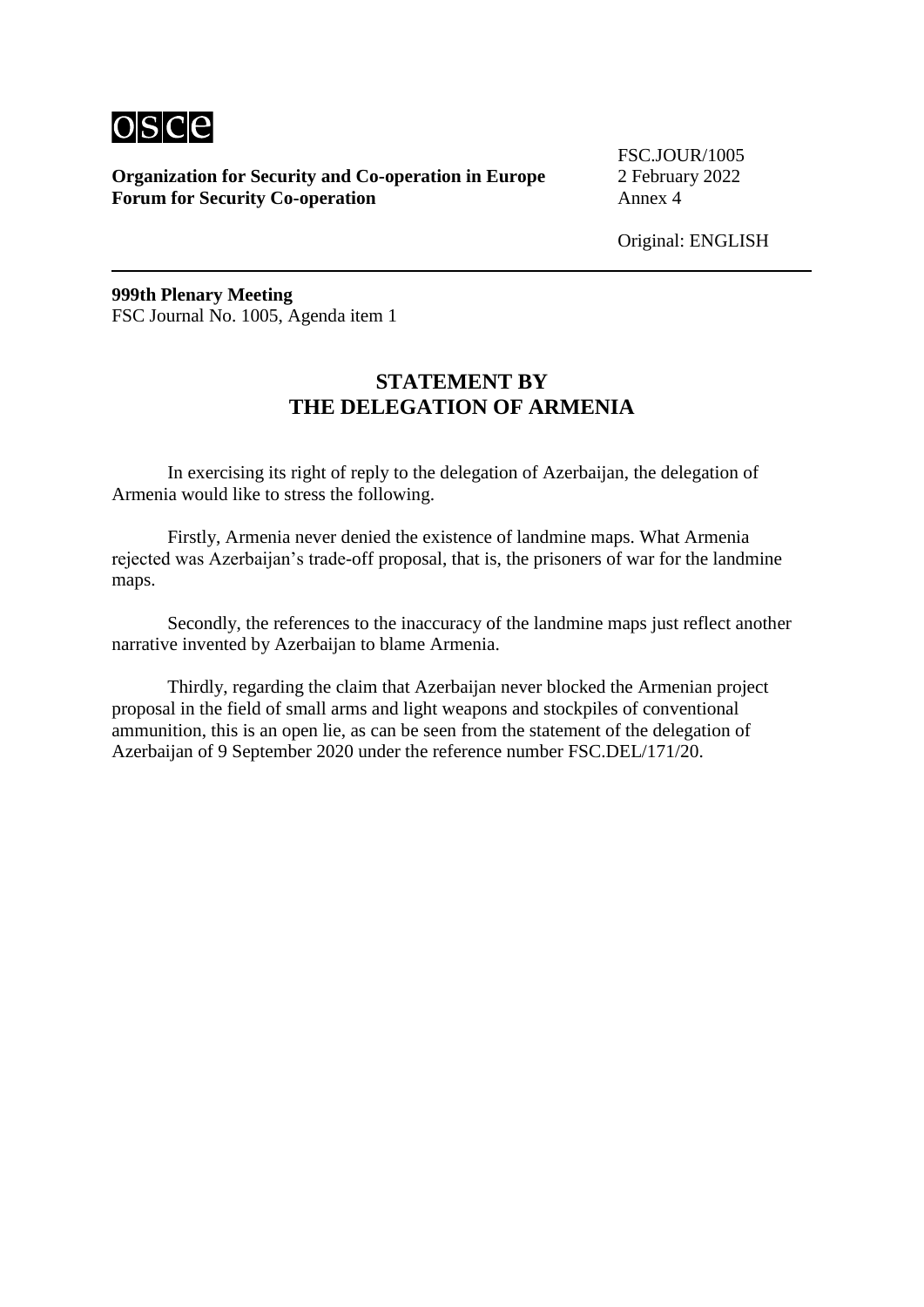**Organization for Security and Co-operation in Europe**
**Forum for Security Co-operation**

FSC.JOUR/1005
2 February 2022
Annex 4

Original: ENGLISH

**999th Plenary Meeting**
FSC Journal No. 1005, Agenda item 1

## STATEMENT BY THE DELEGATION OF ARMENIA

In exercising its right of reply to the delegation of Azerbaijan, the delegation of Armenia would like to stress the following.

Firstly, Armenia never denied the existence of landmine maps. What Armenia rejected was Azerbaijan's trade-off proposal, that is, the prisoners of war for the landmine maps.

Secondly, the references to the inaccuracy of the landmine maps just reflect another narrative invented by Azerbaijan to blame Armenia.

Thirdly, regarding the claim that Azerbaijan never blocked the Armenian project proposal in the field of small arms and light weapons and stockpiles of conventional ammunition, this is an open lie, as can be seen from the statement of the delegation of Azerbaijan of 9 September 2020 under the reference number FSC.DEL/171/20.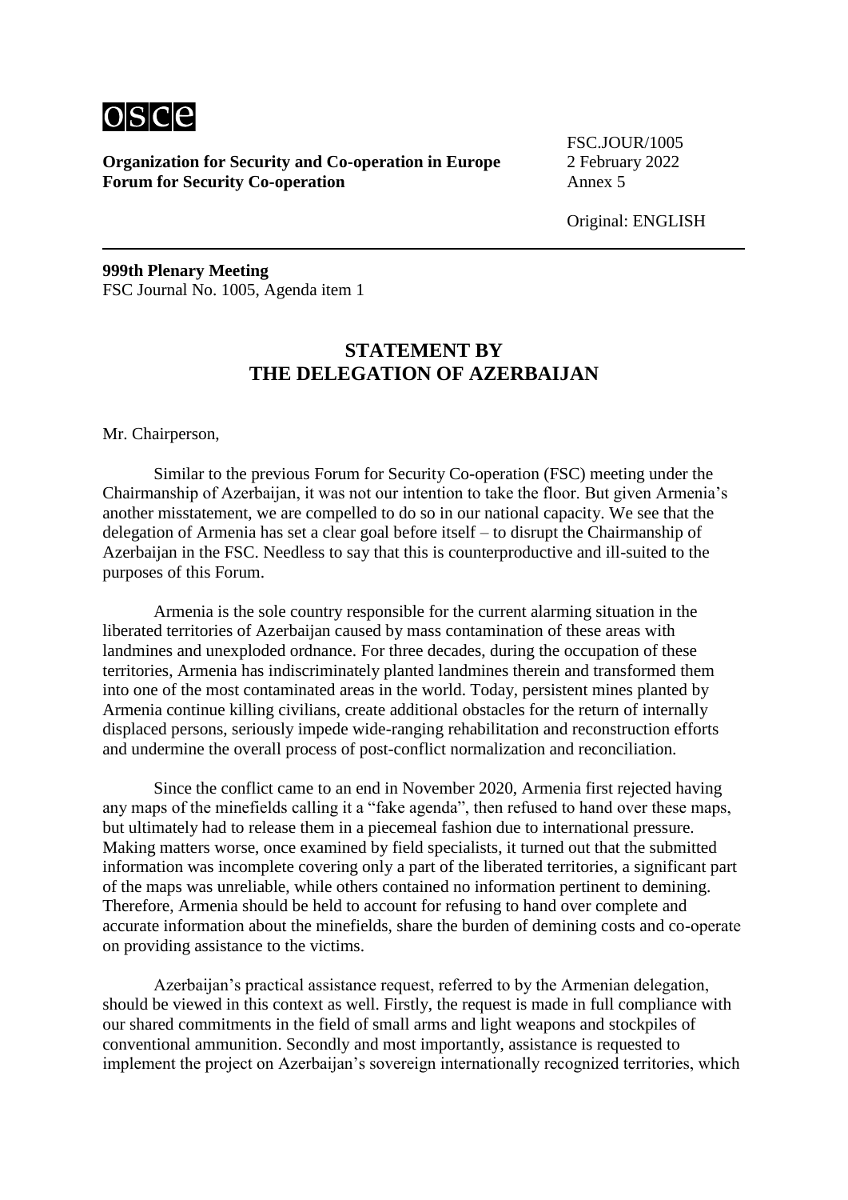FSC.JOUR/1005
2 February 2022
Annex 5

Original: ENGLISH

**Organization for Security and Co-operation in Europe**
**Forum for Security Co-operation**

**999th Plenary Meeting**
FSC Journal No. 1005, Agenda item 1

## STATEMENT BY THE DELEGATION OF AZERBAIJAN

Mr. Chairperson,

Similar to the previous Forum for Security Co-operation (FSC) meeting under the Chairmanship of Azerbaijan, it was not our intention to take the floor. But given Armenia's another misstatement, we are compelled to do so in our national capacity. We see that the delegation of Armenia has set a clear goal before itself – to disrupt the Chairmanship of Azerbaijan in the FSC. Needless to say that this is counterproductive and ill-suited to the purposes of this Forum.

Armenia is the sole country responsible for the current alarming situation in the liberated territories of Azerbaijan caused by mass contamination of these areas with landmines and unexploded ordnance. For three decades, during the occupation of these territories, Armenia has indiscriminately planted landmines therein and transformed them into one of the most contaminated areas in the world. Today, persistent mines planted by Armenia continue killing civilians, create additional obstacles for the return of internally displaced persons, seriously impede wide-ranging rehabilitation and reconstruction efforts and undermine the overall process of post-conflict normalization and reconciliation.

Since the conflict came to an end in November 2020, Armenia first rejected having any maps of the minefields calling it a "fake agenda", then refused to hand over these maps, but ultimately had to release them in a piecemeal fashion due to international pressure. Making matters worse, once examined by field specialists, it turned out that the submitted information was incomplete covering only a part of the liberated territories, a significant part of the maps was unreliable, while others contained no information pertinent to demining. Therefore, Armenia should be held to account for refusing to hand over complete and accurate information about the minefields, share the burden of demining costs and co-operate on providing assistance to the victims.

Azerbaijan's practical assistance request, referred to by the Armenian delegation, should be viewed in this context as well. Firstly, the request is made in full compliance with our shared commitments in the field of small arms and light weapons and stockpiles of conventional ammunition. Secondly and most importantly, assistance is requested to implement the project on Azerbaijan's sovereign internationally recognized territories, which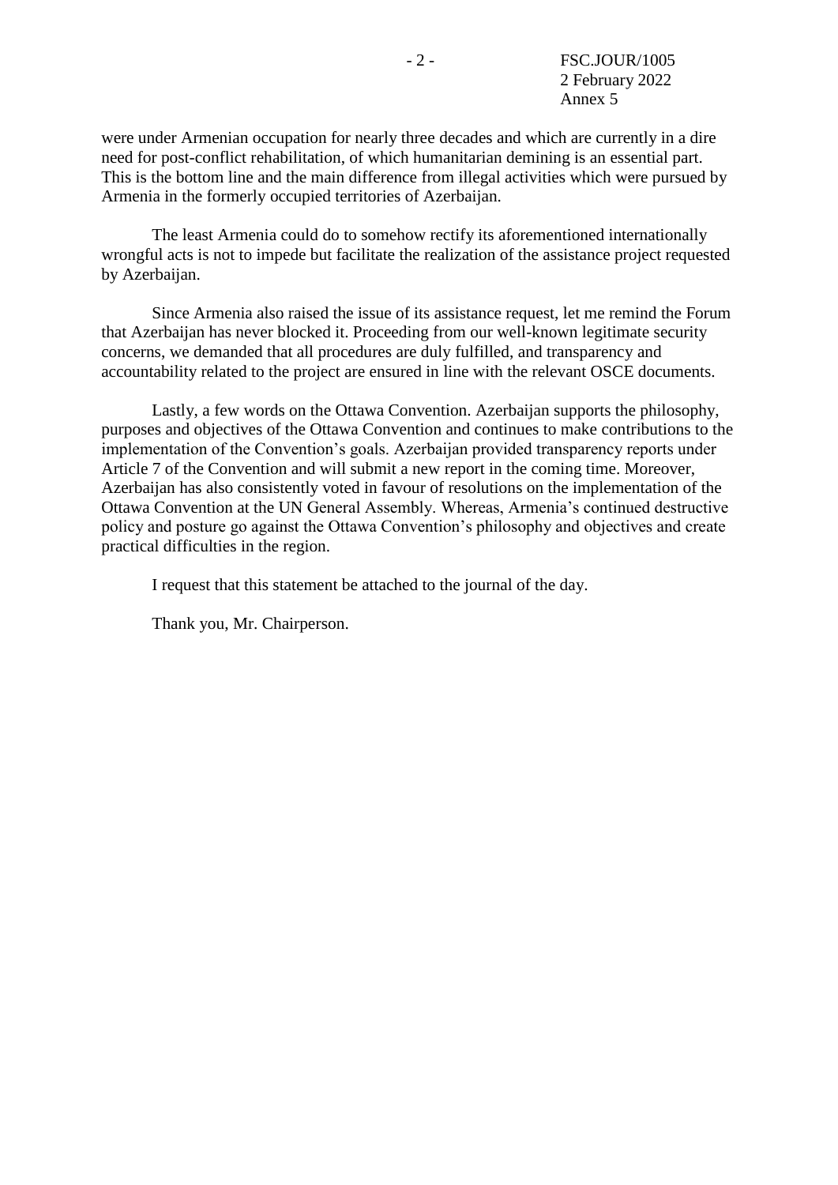were under Armenian occupation for nearly three decades and which are currently in a dire need for post-conflict rehabilitation, of which humanitarian demining is an essential part. This is the bottom line and the main difference from illegal activities which were pursued by Armenia in the formerly occupied territories of Azerbaijan.

The least Armenia could do to somehow rectify its aforementioned internationally wrongful acts is not to impede but facilitate the realization of the assistance project requested by Azerbaijan.

Since Armenia also raised the issue of its assistance request, let me remind the Forum that Azerbaijan has never blocked it. Proceeding from our well-known legitimate security concerns, we demanded that all procedures are duly fulfilled, and transparency and accountability related to the project are ensured in line with the relevant OSCE documents.

Lastly, a few words on the Ottawa Convention. Azerbaijan supports the philosophy, purposes and objectives of the Ottawa Convention and continues to make contributions to the implementation of the Convention's goals. Azerbaijan provided transparency reports under Article 7 of the Convention and will submit a new report in the coming time. Moreover, Azerbaijan has also consistently voted in favour of resolutions on the implementation of the Ottawa Convention at the UN General Assembly. Whereas, Armenia's continued destructive policy and posture go against the Ottawa Convention's philosophy and objectives and create practical difficulties in the region.

I request that this statement be attached to the journal of the day.

Thank you, Mr. Chairperson.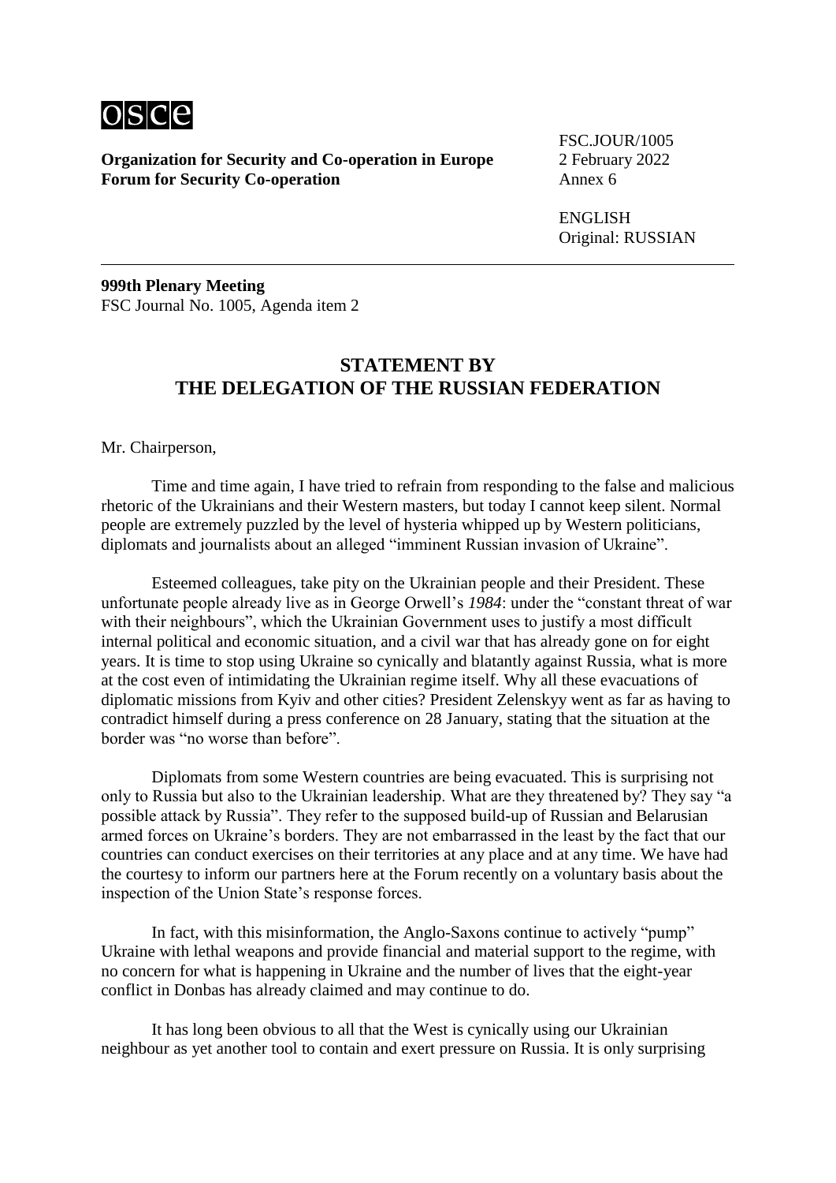**Organization for Security and Co-operation in Europe**
**Forum for Security Co-operation**

FSC.JOUR/1005
2 February 2022
Annex 6

ENGLISH
Original: RUSSIAN

**999th Plenary Meeting**
FSC Journal No. 1005, Agenda item 2

## STATEMENT BY THE DELEGATION OF THE RUSSIAN FEDERATION

Mr. Chairperson,

Time and time again, I have tried to refrain from responding to the false and malicious rhetoric of the Ukrainians and their Western masters, but today I cannot keep silent. Normal people are extremely puzzled by the level of hysteria whipped up by Western politicians, diplomats and journalists about an alleged "imminent Russian invasion of Ukraine".

Esteemed colleagues, take pity on the Ukrainian people and their President. These unfortunate people already live as in George Orwell's *1984*: under the "constant threat of war with their neighbours", which the Ukrainian Government uses to justify a most difficult internal political and economic situation, and a civil war that has already gone on for eight years. It is time to stop using Ukraine so cynically and blatantly against Russia, what is more at the cost even of intimidating the Ukrainian regime itself. Why all these evacuations of diplomatic missions from Kyiv and other cities? President Zelenskyy went as far as having to contradict himself during a press conference on 28 January, stating that the situation at the border was "no worse than before".

Diplomats from some Western countries are being evacuated. This is surprising not only to Russia but also to the Ukrainian leadership. What are they threatened by? They say "a possible attack by Russia". They refer to the supposed build-up of Russian and Belarusian armed forces on Ukraine's borders. They are not embarrassed in the least by the fact that our countries can conduct exercises on their territories at any place and at any time. We have had the courtesy to inform our partners here at the Forum recently on a voluntary basis about the inspection of the Union State's response forces.

In fact, with this misinformation, the Anglo-Saxons continue to actively "pump" Ukraine with lethal weapons and provide financial and material support to the regime, with no concern for what is happening in Ukraine and the number of lives that the eight-year conflict in Donbas has already claimed and may continue to do.

It has long been obvious to all that the West is cynically using our Ukrainian neighbour as yet another tool to contain and exert pressure on Russia. It is only surprising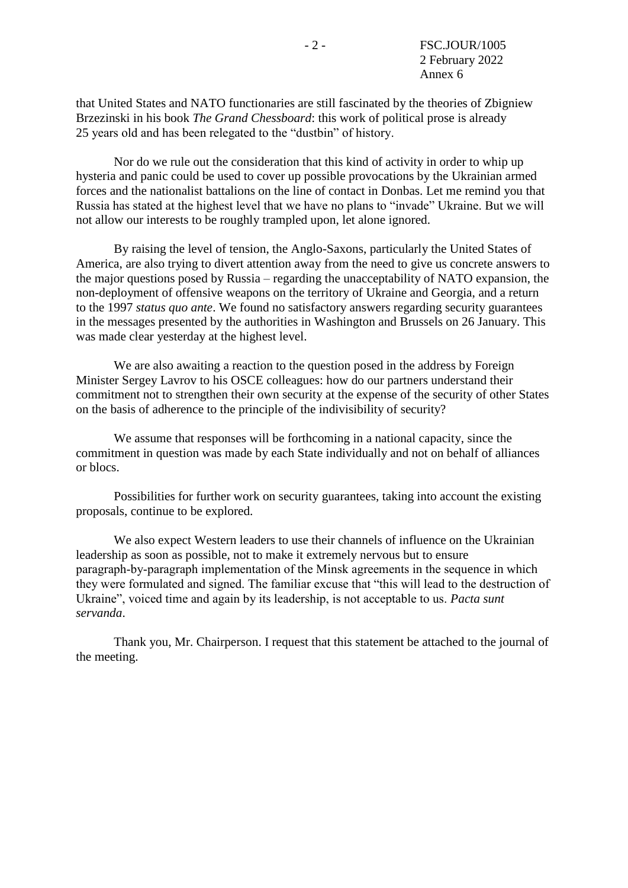that United States and NATO functionaries are still fascinated by the theories of Zbigniew Brzezinski in his book *The Grand Chessboard*: this work of political prose is already 25 years old and has been relegated to the "dustbin" of history.

Nor do we rule out the consideration that this kind of activity in order to whip up hysteria and panic could be used to cover up possible provocations by the Ukrainian armed forces and the nationalist battalions on the line of contact in Donbas. Let me remind you that Russia has stated at the highest level that we have no plans to "invade" Ukraine. But we will not allow our interests to be roughly trampled upon, let alone ignored.

By raising the level of tension, the Anglo-Saxons, particularly the United States of America, are also trying to divert attention away from the need to give us concrete answers to the major questions posed by Russia – regarding the unacceptability of NATO expansion, the non-deployment of offensive weapons on the territory of Ukraine and Georgia, and a return to the 1997 *status quo ante*. We found no satisfactory answers regarding security guarantees in the messages presented by the authorities in Washington and Brussels on 26 January. This was made clear yesterday at the highest level.

We are also awaiting a reaction to the question posed in the address by Foreign Minister Sergey Lavrov to his OSCE colleagues: how do our partners understand their commitment not to strengthen their own security at the expense of the security of other States on the basis of adherence to the principle of the indivisibility of security?

We assume that responses will be forthcoming in a national capacity, since the commitment in question was made by each State individually and not on behalf of alliances or blocs.

Possibilities for further work on security guarantees, taking into account the existing proposals, continue to be explored.

We also expect Western leaders to use their channels of influence on the Ukrainian leadership as soon as possible, not to make it extremely nervous but to ensure paragraph-by-paragraph implementation of the Minsk agreements in the sequence in which they were formulated and signed. The familiar excuse that "this will lead to the destruction of Ukraine", voiced time and again by its leadership, is not acceptable to us. *Pacta sunt servanda*.

Thank you, Mr. Chairperson. I request that this statement be attached to the journal of the meeting.